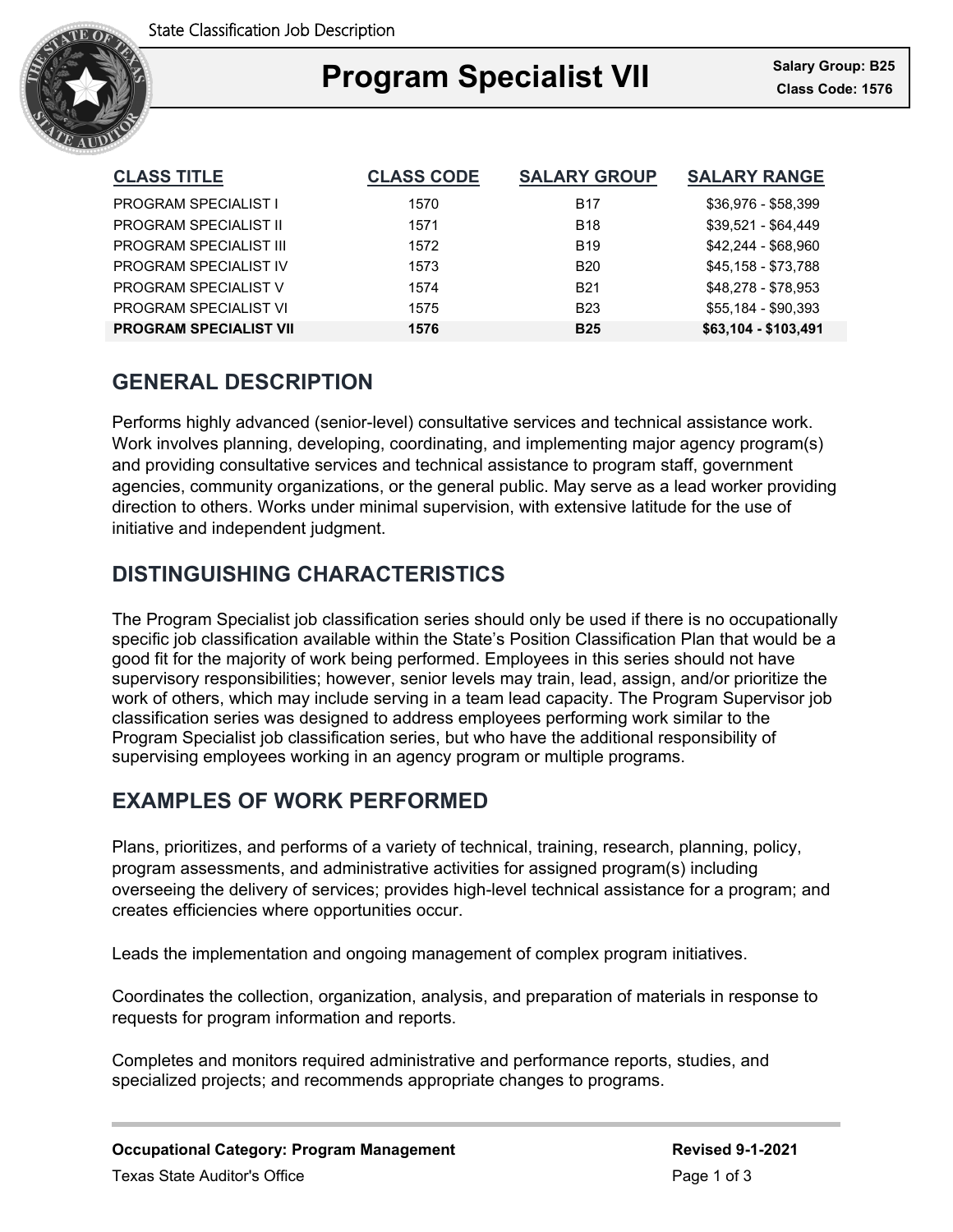State Classification Job Description

# Program Specialist VII

**Salary Group: B25**
**Class Code: 1576**

| CLASS TITLE | CLASS CODE | SALARY GROUP | SALARY RANGE |
| --- | --- | --- | --- |
| PROGRAM SPECIALIST I | 1570 | B17 | $36,976 - $58,399 |
| PROGRAM SPECIALIST II | 1571 | B18 | $39,521 - $64,449 |
| PROGRAM SPECIALIST III | 1572 | B19 | $42,244 - $68,960 |
| PROGRAM SPECIALIST IV | 1573 | B20 | $45,158 - $73,788 |
| PROGRAM SPECIALIST V | 1574 | B21 | $48,278 - $78,953 |
| PROGRAM SPECIALIST VI | 1575 | B23 | $55,184 - $90,393 |
| **PROGRAM SPECIALIST VII** | **1576** | **B25** | **$63,104 - $103,491** |

## GENERAL DESCRIPTION

Performs highly advanced (senior-level) consultative services and technical assistance work. Work involves planning, developing, coordinating, and implementing major agency program(s) and providing consultative services and technical assistance to program staff, government agencies, community organizations, or the general public. May serve as a lead worker providing direction to others. Works under minimal supervision, with extensive latitude for the use of initiative and independent judgment.

## DISTINGUISHING CHARACTERISTICS

The Program Specialist job classification series should only be used if there is no occupationally specific job classification available within the State's Position Classification Plan that would be a good fit for the majority of work being performed. Employees in this series should not have supervisory responsibilities; however, senior levels may train, lead, assign, and/or prioritize the work of others, which may include serving in a team lead capacity. The Program Supervisor job classification series was designed to address employees performing work similar to the Program Specialist job classification series, but who have the additional responsibility of supervising employees working in an agency program or multiple programs.

## EXAMPLES OF WORK PERFORMED

Plans, prioritizes, and performs of a variety of technical, training, research, planning, policy, program assessments, and administrative activities for assigned program(s) including overseeing the delivery of services; provides high-level technical assistance for a program; and creates efficiencies where opportunities occur.

Leads the implementation and ongoing management of complex program initiatives.

Coordinates the collection, organization, analysis, and preparation of materials in response to requests for program information and reports.

Completes and monitors required administrative and performance reports, studies, and specialized projects; and recommends appropriate changes to programs.

**Occupational Category: Program Management**

**Revised 9-1-2021**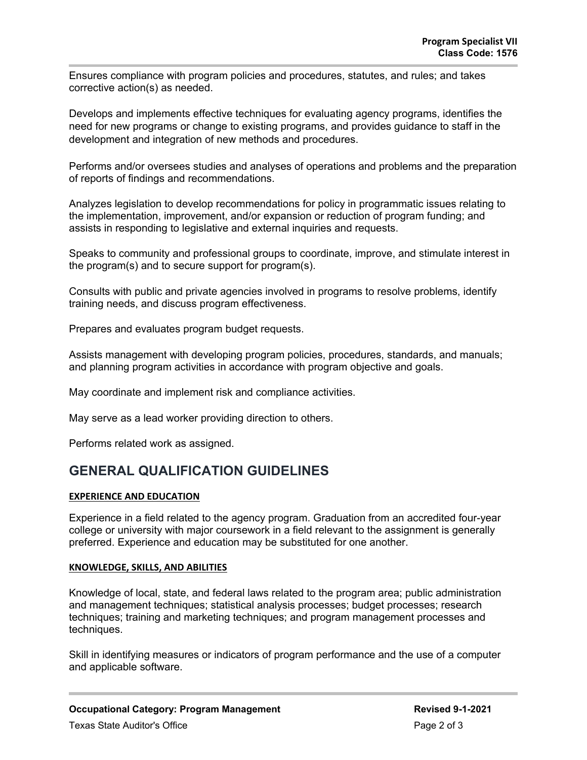Ensures compliance with program policies and procedures, statutes, and rules; and takes corrective action(s) as needed.

Develops and implements effective techniques for evaluating agency programs, identifies the need for new programs or change to existing programs, and provides guidance to staff in the development and integration of new methods and procedures.

Performs and/or oversees studies and analyses of operations and problems and the preparation of reports of findings and recommendations.

Analyzes legislation to develop recommendations for policy in programmatic issues relating to the implementation, improvement, and/or expansion or reduction of program funding; and assists in responding to legislative and external inquiries and requests.

Speaks to community and professional groups to coordinate, improve, and stimulate interest in the program(s) and to secure support for program(s).

Consults with public and private agencies involved in programs to resolve problems, identify training needs, and discuss program effectiveness.

Prepares and evaluates program budget requests.

Assists management with developing program policies, procedures, standards, and manuals; and planning program activities in accordance with program objective and goals.

May coordinate and implement risk and compliance activities.

May serve as a lead worker providing direction to others.

Performs related work as assigned.

## GENERAL QUALIFICATION GUIDELINES

### EXPERIENCE AND EDUCATION

Experience in a field related to the agency program. Graduation from an accredited four-year college or university with major coursework in a field relevant to the assignment is generally preferred. Experience and education may be substituted for one another.

### KNOWLEDGE, SKILLS, AND ABILITIES

Knowledge of local, state, and federal laws related to the program area; public administration and management techniques; statistical analysis processes; budget processes; research techniques; training and marketing techniques; and program management processes and techniques.

Skill in identifying measures or indicators of program performance and the use of a computer and applicable software.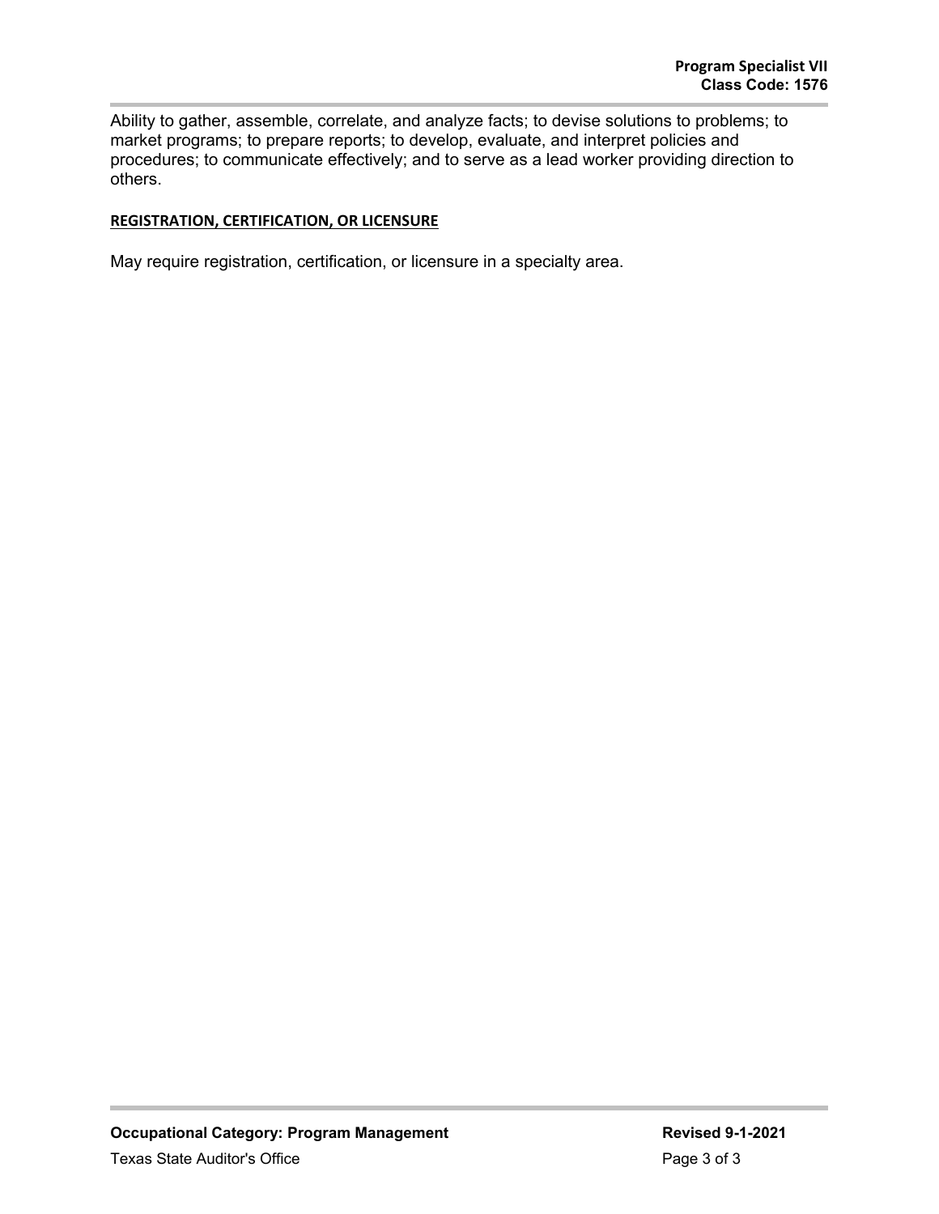Ability to gather, assemble, correlate, and analyze facts; to devise solutions to problems; to market programs; to prepare reports; to develop, evaluate, and interpret policies and procedures; to communicate effectively; and to serve as a lead worker providing direction to others.

## REGISTRATION, CERTIFICATION, OR LICENSURE

May require registration, certification, or licensure in a specialty area.